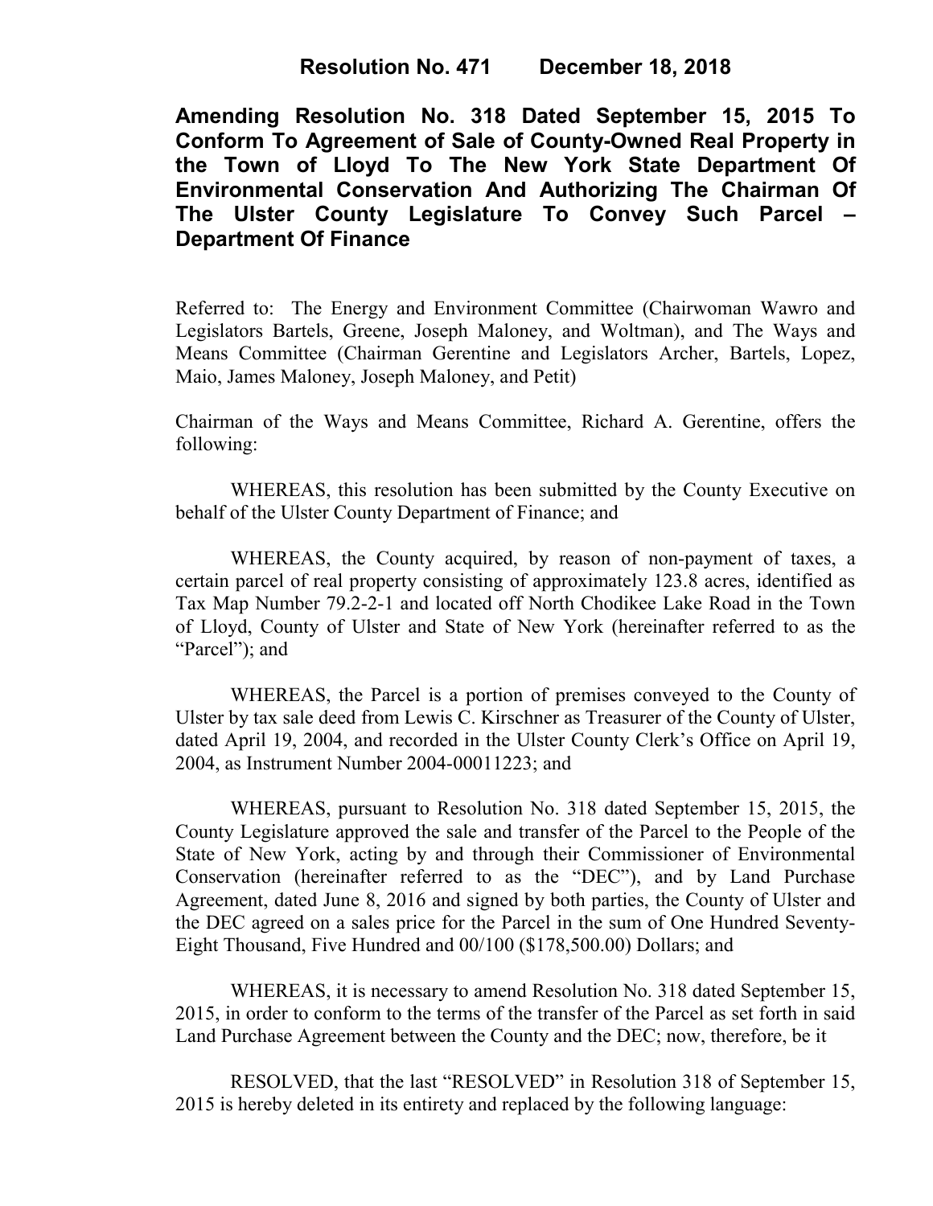**Resolution No. 471 December 18, 2018**

# Amending Resolution No. 318 Dated September 15, 2015 To Conform To Agreement of Sale of County-Owned Real Property in the Town of Lloyd To The New York State Department Of Environmental Conservation And Authorizing The Chairman Of The Ulster County Legislature To Convey Such Parcel – Department Of Finance

Referred to: The Energy and Environment Committee (Chairwoman Wawro and Legislators Bartels, Greene, Joseph Maloney, and Woltman), and The Ways and Means Committee (Chairman Gerentine and Legislators Archer, Bartels, Lopez, Maio, James Maloney, Joseph Maloney, and Petit)

Chairman of the Ways and Means Committee, Richard A. Gerentine, offers the following:

WHEREAS, this resolution has been submitted by the County Executive on behalf of the Ulster County Department of Finance; and

WHEREAS, the County acquired, by reason of non-payment of taxes, a certain parcel of real property consisting of approximately 123.8 acres, identified as Tax Map Number 79.2-2-1 and located off North Chodikee Lake Road in the Town of Lloyd, County of Ulster and State of New York (hereinafter referred to as the "Parcel"); and

WHEREAS, the Parcel is a portion of premises conveyed to the County of Ulster by tax sale deed from Lewis C. Kirschner as Treasurer of the County of Ulster, dated April 19, 2004, and recorded in the Ulster County Clerk's Office on April 19, 2004, as Instrument Number 2004-00011223; and

WHEREAS, pursuant to Resolution No. 318 dated September 15, 2015, the County Legislature approved the sale and transfer of the Parcel to the People of the State of New York, acting by and through their Commissioner of Environmental Conservation (hereinafter referred to as the "DEC"), and by Land Purchase Agreement, dated June 8, 2016 and signed by both parties, the County of Ulster and the DEC agreed on a sales price for the Parcel in the sum of One Hundred Seventy-Eight Thousand, Five Hundred and 00/100 ($178,500.00) Dollars; and

WHEREAS, it is necessary to amend Resolution No. 318 dated September 15, 2015, in order to conform to the terms of the transfer of the Parcel as set forth in said Land Purchase Agreement between the County and the DEC; now, therefore, be it

RESOLVED, that the last "RESOLVED" in Resolution 318 of September 15, 2015 is hereby deleted in its entirety and replaced by the following language: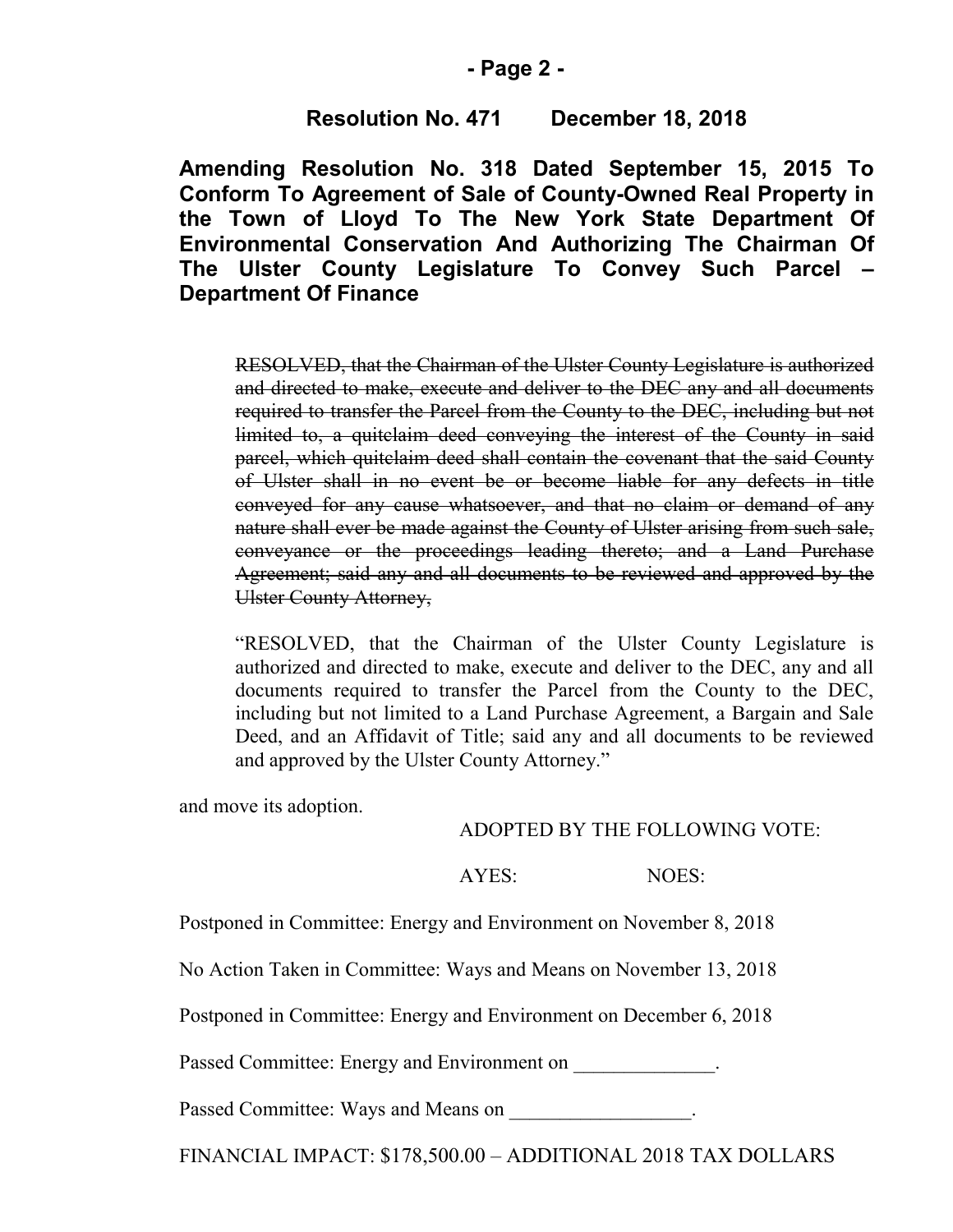**Resolution No. 471 December 18, 2018**

**Amending Resolution No. 318 Dated September 15, 2015 To Conform To Agreement of Sale of County-Owned Real Property in the Town of Lloyd To The New York State Department Of Environmental Conservation And Authorizing The Chairman Of The Ulster County Legislature To Convey Such Parcel – Department Of Finance**

~~RESOLVED, that the Chairman of the Ulster County Legislature is authorized and directed to make, execute and deliver to the DEC any and all documents required to transfer the Parcel from the County to the DEC, including but not limited to, a quitclaim deed conveying the interest of the County in said parcel, which quitclaim deed shall contain the covenant that the said County of Ulster shall in no event be or become liable for any defects in title conveyed for any cause whatsoever, and that no claim or demand of any nature shall ever be made against the County of Ulster arising from such sale, conveyance or the proceedings leading thereto; and a Land Purchase Agreement; said any and all documents to be reviewed and approved by the Ulster County Attorney,~~

"RESOLVED, that the Chairman of the Ulster County Legislature is authorized and directed to make, execute and deliver to the DEC, any and all documents required to transfer the Parcel from the County to the DEC, including but not limited to a Land Purchase Agreement, a Bargain and Sale Deed, and an Affidavit of Title; said any and all documents to be reviewed and approved by the Ulster County Attorney."

and move its adoption.

ADOPTED BY THE FOLLOWING VOTE:

AYES: NOES:

Postponed in Committee: Energy and Environment on November 8, 2018

No Action Taken in Committee: Ways and Means on November 13, 2018

Postponed in Committee: Energy and Environment on December 6, 2018

Passed Committee: Energy and Environment on ______________.

Passed Committee: Ways and Means on __________________.

FINANCIAL IMPACT: $178,500.00 – ADDITIONAL 2018 TAX DOLLARS